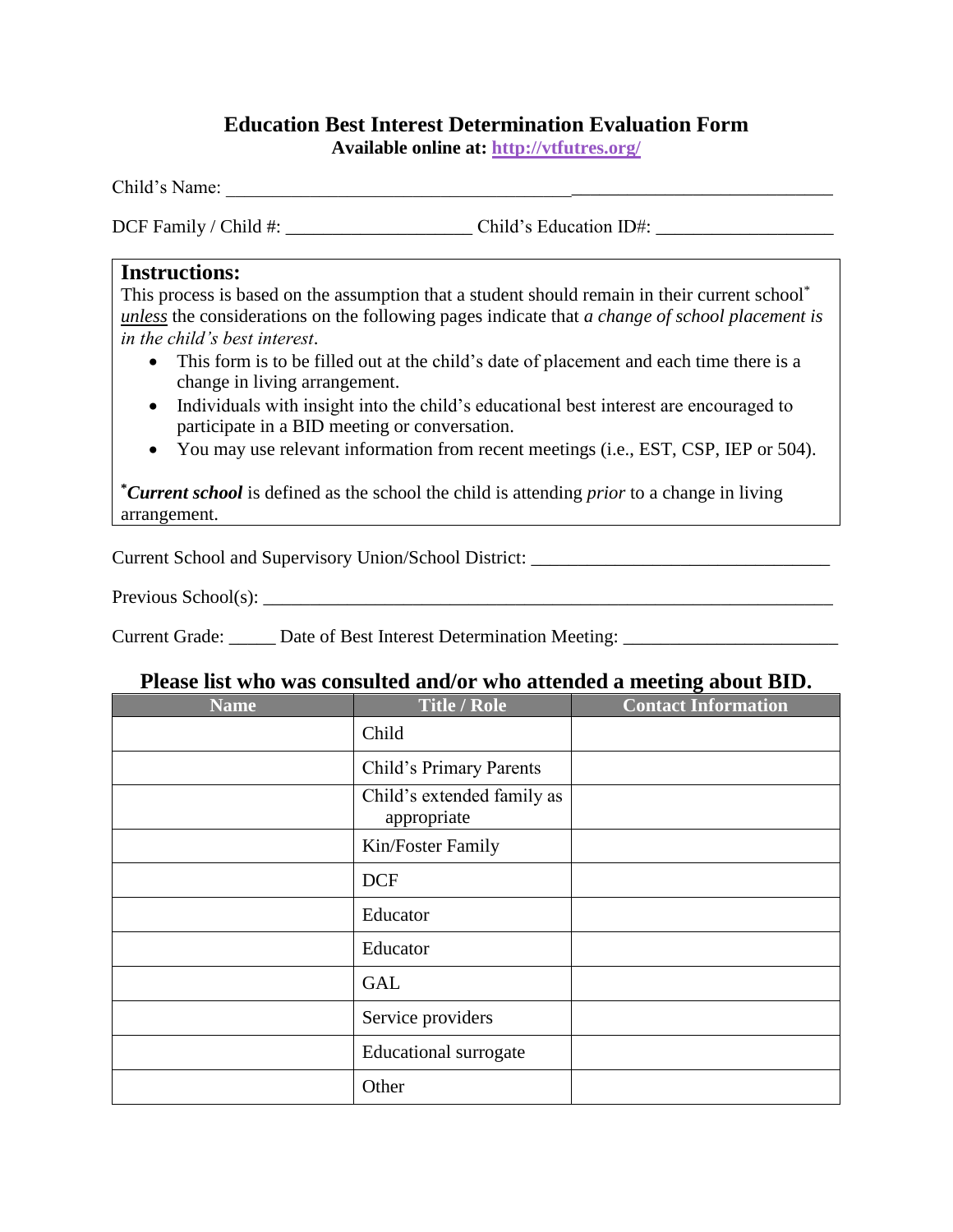# Education Best Interest Determination Evaluation Form

**Available online at: http://vtfutres.org/**

Child's Name: ____________________________________________________________

DCF Family / Child #: ____________________ Child's Education ID#: ___________________

## Instructions:

This process is based on the assumption that a student should remain in their current school* *unless* the considerations on the following pages indicate that *a change of school placement is in the child's best interest*.

- This form is to be filled out at the child's date of placement and each time there is a change in living arrangement.
- Individuals with insight into the child's educational best interest are encouraged to participate in a BID meeting or conversation.
- You may use relevant information from recent meetings (i.e., EST, CSP, IEP or 504).

****Current school*** is defined as the school the child is attending *prior* to a change in living arrangement.

Current School and Supervisory Union/School District: ________________________________

Previous School(s): ______________________________________________________________

Current Grade: _____ Date of Best Interest Determination Meeting: _______________________

## Please list who was consulted and/or who attended a meeting about BID.

| Name | Title / Role | Contact Information |
| --- | --- | --- |
| | Child | |
| | Child's Primary Parents | |
| | Child's extended family as appropriate | |
| | Kin/Foster Family | |
| | DCF | |
| | Educator | |
| | Educator | |
| | GAL | |
| | Service providers | |
| | Educational surrogate | |
| | Other | |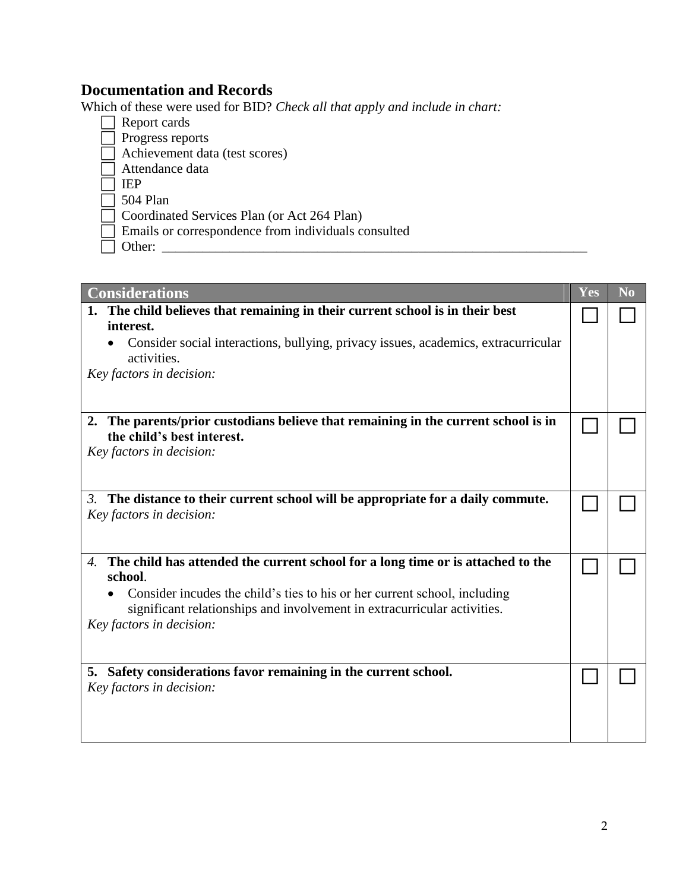## Documentation and Records

Which of these were used for BID? *Check all that apply and include in chart:*

- ☐ Report cards
- ☐ Progress reports
- ☐ Achievement data (test scores)
- ☐ Attendance data
- ☐ IEP
- ☐ 504 Plan
- ☐ Coordinated Services Plan (or Act 264 Plan)
- ☐ Emails or correspondence from individuals consulted
- ☐ Other: ___________________________________________________________________

| Considerations | Yes | No |
|---|---|---|
| **1. The child believes that remaining in their current school is in their best interest.**<br>• Consider social interactions, bullying, privacy issues, academics, extracurricular activities.<br>*Key factors in decision:* | ☐ | ☐ |
| **2. The parents/prior custodians believe that remaining in the current school is in the child's best interest.**<br>*Key factors in decision:* | ☐ | ☐ |
| *3.* **The distance to their current school will be appropriate for a daily commute.**<br>*Key factors in decision:* | ☐ | ☐ |
| *4.* **The child has attended the current school for a long time or is attached to the school**.<br>• Consider incudes the child's ties to his or her current school, including significant relationships and involvement in extracurricular activities.<br>*Key factors in decision:* | ☐ | ☐ |
| **5. Safety considerations favor remaining in the current school.**<br>*Key factors in decision:* | ☐ | ☐ |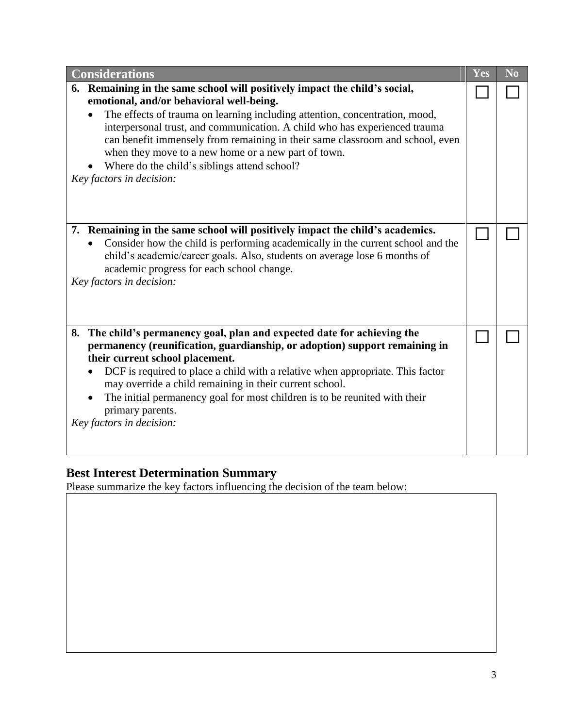| Considerations | Yes | No |
|---|---|---|
| **6. Remaining in the same school will positively impact the child's social, emotional, and/or behavioral well-being.**<br>• The effects of trauma on learning including attention, concentration, mood, interpersonal trust, and communication. A child who has experienced trauma can benefit immensely from remaining in their same classroom and school, even when they move to a new home or a new part of town.<br>• Where do the child's siblings attend school?<br>*Key factors in decision:* | ☐ | ☐ |
| **7. Remaining in the same school will positively impact the child's academics.**<br>• Consider how the child is performing academically in the current school and the child's academic/career goals. Also, students on average lose 6 months of academic progress for each school change.<br>*Key factors in decision:* | ☐ | ☐ |
| **8. The child's permanency goal, plan and expected date for achieving the permanency (reunification, guardianship, or adoption) support remaining in their current school placement.**<br>• DCF is required to place a child with a relative when appropriate. This factor may override a child remaining in their current school.<br>• The initial permanency goal for most children is to be reunited with their primary parents.<br>*Key factors in decision:* | ☐ | ☐ |

## Best Interest Determination Summary

Please summarize the key factors influencing the decision of the team below: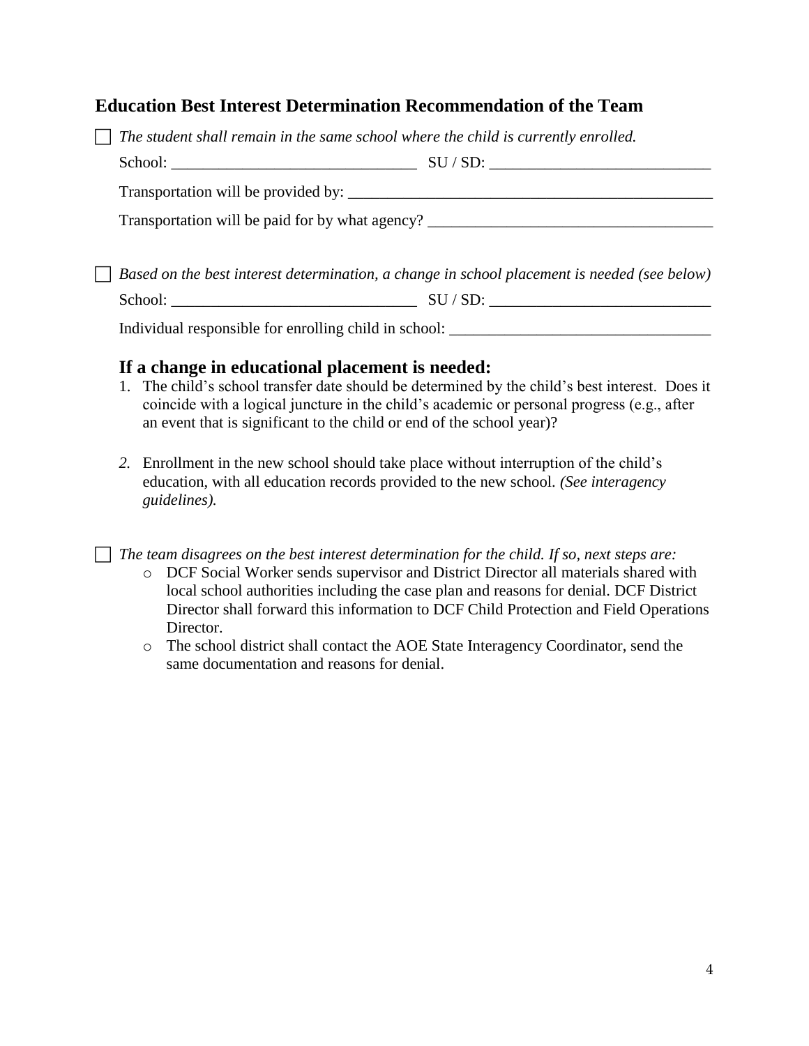## Education Best Interest Determination Recommendation of the Team

☐ *The student shall remain in the same school where the child is currently enrolled.*

School: _______________________________ SU / SD: ____________________________

Transportation will be provided by: ________________________________________________

Transportation will be paid for by what agency? ____________________________________

☐ *Based on the best interest determination, a change in school placement is needed (see below)*

School: _______________________________ SU / SD: ____________________________

Individual responsible for enrolling child in school: _________________________________

### If a change in educational placement is needed:

1. The child's school transfer date should be determined by the child's best interest. Does it coincide with a logical juncture in the child's academic or personal progress (e.g., after an event that is significant to the child or end of the school year)?

2. Enrollment in the new school should take place without interruption of the child's education, with all education records provided to the new school. *(See interagency guidelines).*

☐ *The team disagrees on the best interest determination for the child. If so, next steps are:*

- DCF Social Worker sends supervisor and District Director all materials shared with local school authorities including the case plan and reasons for denial. DCF District Director shall forward this information to DCF Child Protection and Field Operations Director.
- The school district shall contact the AOE State Interagency Coordinator, send the same documentation and reasons for denial.